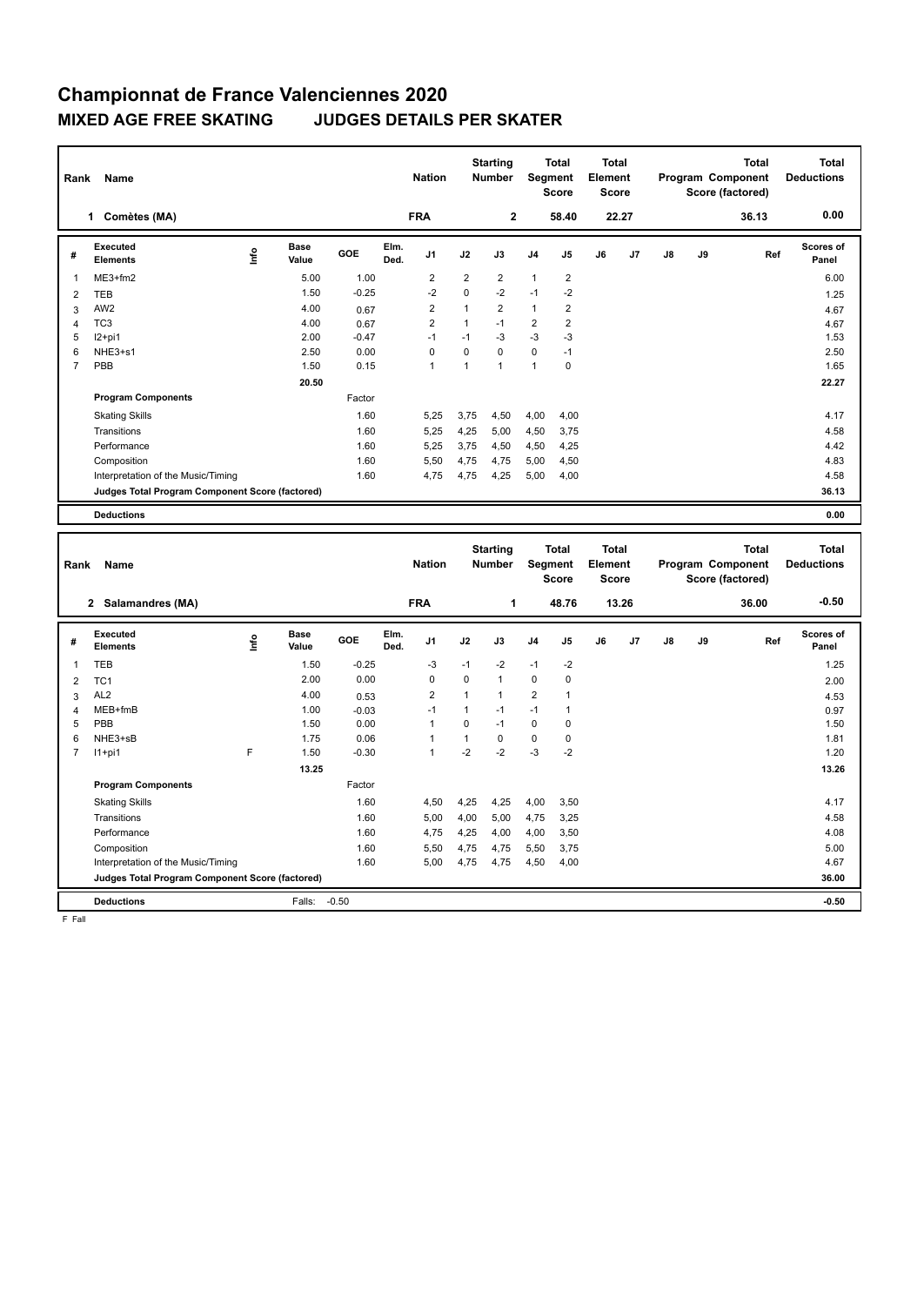# Championnat de France Valenciennes 2020

## MIXED AGE FREE SKATING    JUDGES DETAILS PER SKATER

| Rank | Name | Nation | Starting Number | Total Segment Score | Total Element Score | Total Program Component Score (factored) | Total Deductions |
|---|---|---|---|---|---|---|---|
| 1 | Comètes (MA) | FRA | 2 | 58.40 | 22.27 | 36.13 | 0.00 |

| # | Executed Elements | Info | Base Value | GOE | Elm. Ded. | J1 | J2 | J3 | J4 | J5 | J6 | J7 | J8 | J9 | Ref | Scores of Panel |
|---|---|---|---|---|---|---|---|---|---|---|---|---|---|---|---|---|
| 1 | ME3+fm2 | | 5.00 | 1.00 | | 2 | 2 | 2 | 1 | 2 | | | | | | 6.00 |
| 2 | TEB | | 1.50 | -0.25 | | -2 | 0 | -2 | -1 | -2 | | | | | | 1.25 |
| 3 | AW2 | | 4.00 | 0.67 | | 2 | 1 | 2 | 1 | 2 | | | | | | 4.67 |
| 4 | TC3 | | 4.00 | 0.67 | | 2 | 1 | -1 | 2 | 2 | | | | | | 4.67 |
| 5 | I2+pi1 | | 2.00 | -0.47 | | -1 | -1 | -3 | -3 | -3 | | | | | | 1.53 |
| 6 | NHE3+s1 | | 2.50 | 0.00 | | 0 | 0 | 0 | 0 | -1 | | | | | | 2.50 |
| 7 | PBB | | 1.50 | 0.15 | | 1 | 1 | 1 | 1 | 0 | | | | | | 1.65 |
| | | | 20.50 | | | | | | | | | | | | | 22.27 |
| | **Program Components** | | | Factor | | | | | | | | | | | | |
| | Skating Skills | | | 1.60 | | 5,25 | 3,75 | 4,50 | 4,00 | 4,00 | | | | | | 4.17 |
| | Transitions | | | 1.60 | | 5,25 | 4,25 | 5,00 | 4,50 | 3,75 | | | | | | 4.58 |
| | Performance | | | 1.60 | | 5,25 | 3,75 | 4,50 | 4,50 | 4,25 | | | | | | 4.42 |
| | Composition | | | 1.60 | | 5,50 | 4,75 | 4,75 | 5,00 | 4,50 | | | | | | 4.83 |
| | Interpretation of the Music/Timing | | | 1.60 | | 4,75 | 4,75 | 4,25 | 5,00 | 4,00 | | | | | | 4.58 |
| | **Judges Total Program Component Score (factored)** | | | | | | | | | | | | | | | 36.13 |
| | **Deductions** | | | | | | | | | | | | | | | 0.00 |

| Rank | Name | Nation | Starting Number | Total Segment Score | Total Element Score | Total Program Component Score (factored) | Total Deductions |
|---|---|---|---|---|---|---|---|
| 2 | Salamandres (MA) | FRA | 1 | 48.76 | 13.26 | 36.00 | -0.50 |

| # | Executed Elements | Info | Base Value | GOE | Elm. Ded. | J1 | J2 | J3 | J4 | J5 | J6 | J7 | J8 | J9 | Ref | Scores of Panel |
|---|---|---|---|---|---|---|---|---|---|---|---|---|---|---|---|---|
| 1 | TEB | | 1.50 | -0.25 | | -3 | -1 | -2 | -1 | -2 | | | | | | 1.25 |
| 2 | TC1 | | 2.00 | 0.00 | | 0 | 0 | 1 | 0 | 0 | | | | | | 2.00 |
| 3 | AL2 | | 4.00 | 0.53 | | 2 | 1 | 1 | 2 | 1 | | | | | | 4.53 |
| 4 | MEB+fmB | | 1.00 | -0.03 | | -1 | 1 | -1 | -1 | 1 | | | | | | 0.97 |
| 5 | PBB | | 1.50 | 0.00 | | 1 | 0 | -1 | 0 | 0 | | | | | | 1.50 |
| 6 | NHE3+sB | | 1.75 | 0.06 | | 1 | 1 | 0 | 0 | 0 | | | | | | 1.81 |
| 7 | I1+pi1 | F | 1.50 | -0.30 | | 1 | -2 | -2 | -3 | -2 | | | | | | 1.20 |
| | | | 13.25 | | | | | | | | | | | | | 13.26 |
| | **Program Components** | | | Factor | | | | | | | | | | | | |
| | Skating Skills | | | 1.60 | | 4,50 | 4,25 | 4,25 | 4,00 | 3,50 | | | | | | 4.17 |
| | Transitions | | | 1.60 | | 5,00 | 4,00 | 5,00 | 4,75 | 3,25 | | | | | | 4.58 |
| | Performance | | | 1.60 | | 4,75 | 4,25 | 4,00 | 4,00 | 3,50 | | | | | | 4.08 |
| | Composition | | | 1.60 | | 5,50 | 4,75 | 4,75 | 5,50 | 3,75 | | | | | | 5.00 |
| | Interpretation of the Music/Timing | | | 1.60 | | 5,00 | 4,75 | 4,75 | 4,50 | 4,00 | | | | | | 4.67 |
| | **Judges Total Program Component Score (factored)** | | | | | | | | | | | | | | | 36.00 |
| | **Deductions** | | Falls: | -0.50 | | | | | | | | | | | | -0.50 |

F Fall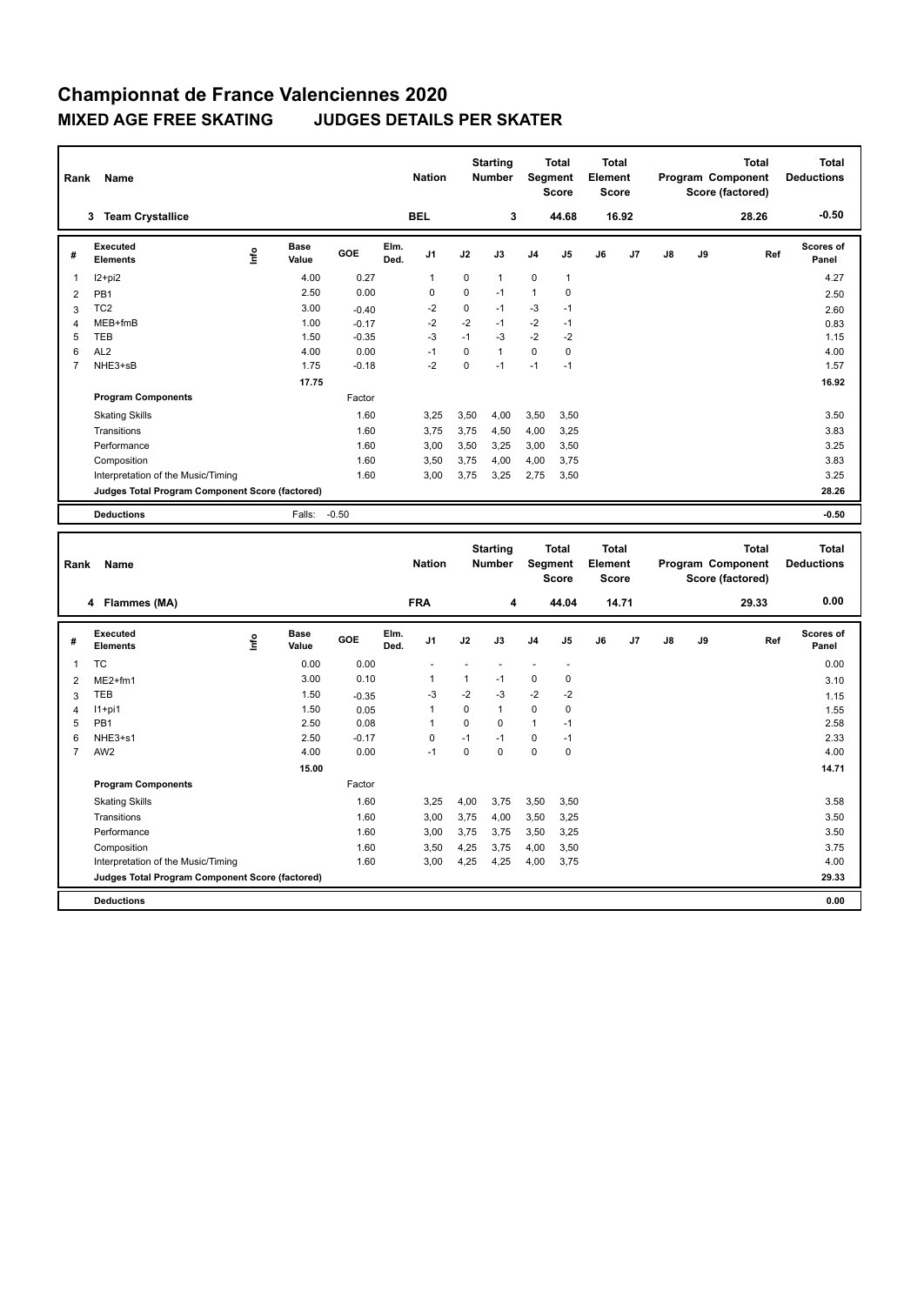# Championnat de France Valenciennes 2020

## MIXED AGE FREE SKATING JUDGES DETAILS PER SKATER

| Rank | Name | Nation | Starting Number | Total Segment Score | Total Element Score | Total Program Component Score (factored) | Total Deductions |
|---|---|---|---|---|---|---|---|
| 3 | Team Crystallice | BEL | 3 | 44.68 | 16.92 | 28.26 | -0.50 |

| # | Executed Elements | Info | Base Value | GOE | Elm. Ded. | J1 | J2 | J3 | J4 | J5 | J6 | J7 | J8 | J9 | Ref | Scores of Panel |
|---|---|---|---|---|---|---|---|---|---|---|---|---|---|---|---|---|
| 1 | I2+pi2 | | 4.00 | 0.27 | | 1 | 0 | 1 | 0 | 1 | | | | | | 4.27 |
| 2 | PB1 | | 2.50 | 0.00 | | 0 | 0 | -1 | 1 | 0 | | | | | | 2.50 |
| 3 | TC2 | | 3.00 | -0.40 | | -2 | 0 | -1 | -3 | -1 | | | | | | 2.60 |
| 4 | MEB+fmB | | 1.00 | -0.17 | | -2 | -2 | -1 | -2 | -1 | | | | | | 0.83 |
| 5 | TEB | | 1.50 | -0.35 | | -3 | -1 | -3 | -2 | -2 | | | | | | 1.15 |
| 6 | AL2 | | 4.00 | 0.00 | | -1 | 0 | 1 | 0 | 0 | | | | | | 4.00 |
| 7 | NHE3+sB | | 1.75 | -0.18 | | -2 | 0 | -1 | -1 | -1 | | | | | | 1.57 |
| | | | 17.75 | | | | | | | | | | | | | 16.92 |

| Program Components | Factor | J1 | J2 | J3 | J4 | J5 | J6 | J7 | J8 | J9 | Scores of Panel |
|---|---|---|---|---|---|---|---|---|---|---|---|
| Skating Skills | 1.60 | 3,25 | 3,50 | 4,00 | 3,50 | 3,50 | | | | | 3.50 |
| Transitions | 1.60 | 3,75 | 3,75 | 4,50 | 4,00 | 3,25 | | | | | 3.83 |
| Performance | 1.60 | 3,00 | 3,50 | 3,25 | 3,00 | 3,50 | | | | | 3.25 |
| Composition | 1.60 | 3,50 | 3,75 | 4,00 | 4,00 | 3,75 | | | | | 3.83 |
| Interpretation of the Music/Timing | 1.60 | 3,00 | 3,75 | 3,25 | 2,75 | 3,50 | | | | | 3.25 |
| Judges Total Program Component Score (factored) | | | | | | | | | | | 28.26 |

| Deductions | Falls: | -0.50 | -0.50 |
|---|---|---|---|

| Rank | Name | Nation | Starting Number | Total Segment Score | Total Element Score | Total Program Component Score (factored) | Total Deductions |
|---|---|---|---|---|---|---|---|
| 4 | Flammes (MA) | FRA | 4 | 44.04 | 14.71 | 29.33 | 0.00 |

| # | Executed Elements | Info | Base Value | GOE | Elm. Ded. | J1 | J2 | J3 | J4 | J5 | J6 | J7 | J8 | J9 | Ref | Scores of Panel |
|---|---|---|---|---|---|---|---|---|---|---|---|---|---|---|---|---|
| 1 | TC | | 0.00 | 0.00 | | - | - | - | - | - | | | | | | 0.00 |
| 2 | ME2+fm1 | | 3.00 | 0.10 | | 1 | 1 | -1 | 0 | 0 | | | | | | 3.10 |
| 3 | TEB | | 1.50 | -0.35 | | -3 | -2 | -3 | -2 | -2 | | | | | | 1.15 |
| 4 | I1+pi1 | | 1.50 | 0.05 | | 1 | 0 | 1 | 0 | 0 | | | | | | 1.55 |
| 5 | PB1 | | 2.50 | 0.08 | | 1 | 0 | 0 | 1 | -1 | | | | | | 2.58 |
| 6 | NHE3+s1 | | 2.50 | -0.17 | | 0 | -1 | -1 | 0 | -1 | | | | | | 2.33 |
| 7 | AW2 | | 4.00 | 0.00 | | -1 | 0 | 0 | 0 | 0 | | | | | | 4.00 |
| | | | 15.00 | | | | | | | | | | | | | 14.71 |

| Program Components | Factor | J1 | J2 | J3 | J4 | J5 | J6 | J7 | J8 | J9 | Scores of Panel |
|---|---|---|---|---|---|---|---|---|---|---|---|
| Skating Skills | 1.60 | 3,25 | 4,00 | 3,75 | 3,50 | 3,50 | | | | | 3.58 |
| Transitions | 1.60 | 3,00 | 3,75 | 4,00 | 3,50 | 3,25 | | | | | 3.50 |
| Performance | 1.60 | 3,00 | 3,75 | 3,75 | 3,50 | 3,25 | | | | | 3.50 |
| Composition | 1.60 | 3,50 | 4,25 | 3,75 | 4,00 | 3,50 | | | | | 3.75 |
| Interpretation of the Music/Timing | 1.60 | 3,00 | 4,25 | 4,25 | 4,00 | 3,75 | | | | | 4.00 |
| Judges Total Program Component Score (factored) | | | | | | | | | | | 29.33 |

| Deductions | 0.00 |
|---|---|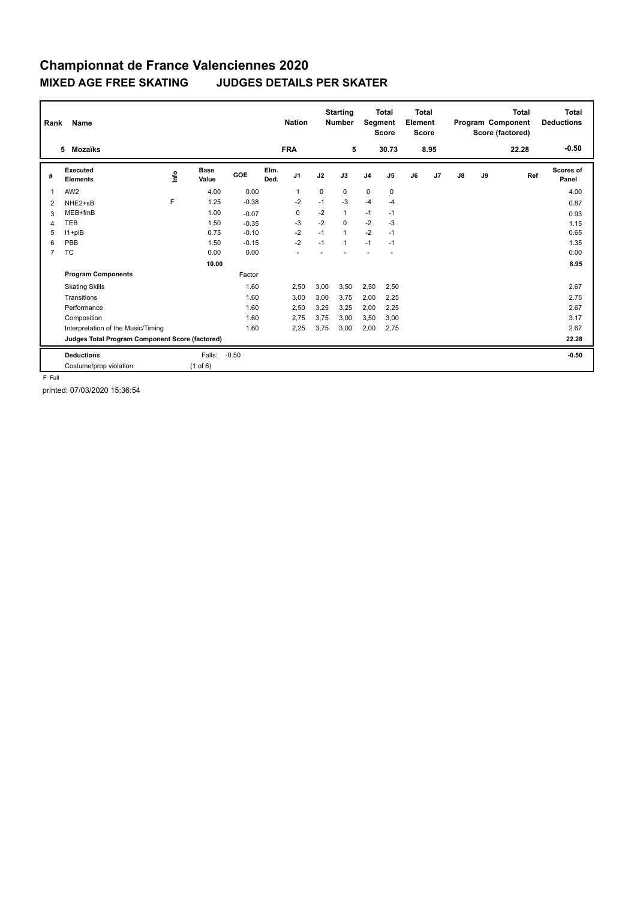# Championnat de France Valenciennes 2020

## MIXED AGE FREE SKATING JUDGES DETAILS PER SKATER

| Rank | Name | Nation | Starting Number | Total Segment Score | Total Element Score | Total Program Component Score (factored) | Total Deductions |
|---|---|---|---|---|---|---|---|
| 5 | Mozaïks | FRA | 5 | 30.73 | 8.95 | 22.28 | -0.50 |

| # | Executed Elements | Info | Base Value | GOE | Elm. Ded. | J1 | J2 | J3 | J4 | J5 | J6 | J7 | J8 | J9 | Ref | Scores of Panel |
|---|---|---|---|---|---|---|---|---|---|---|---|---|---|---|---|---|
| 1 | AW2 | | 4.00 | 0.00 | | 1 | 0 | 0 | 0 | 0 | | | | | | 4.00 |
| 2 | NHE2+sB | F | 1.25 | -0.38 | | -2 | -1 | -3 | -4 | -4 | | | | | | 0.87 |
| 3 | MEB+fmB | | 1.00 | -0.07 | | 0 | -2 | 1 | -1 | -1 | | | | | | 0.93 |
| 4 | TEB | | 1.50 | -0.35 | | -3 | -2 | 0 | -2 | -3 | | | | | | 1.15 |
| 5 | I1+piB | | 0.75 | -0.10 | | -2 | -1 | 1 | -2 | -1 | | | | | | 0.65 |
| 6 | PBB | | 1.50 | -0.15 | | -2 | -1 | 1 | -1 | -1 | | | | | | 1.35 |
| 7 | TC | | 0.00 | 0.00 | | - | - | - | - | - | | | | | | 0.00 |
| | | | 10.00 | | | | | | | | | | | | | 8.95 |
| | **Program Components** | | | Factor | | | | | | | | | | | | |
| | Skating Skills | | | 1.60 | | 2,50 | 3,00 | 3,50 | 2,50 | 2,50 | | | | | | 2.67 |
| | Transitions | | | 1.60 | | 3,00 | 3,00 | 3,75 | 2,00 | 2,25 | | | | | | 2.75 |
| | Performance | | | 1.60 | | 2,50 | 3,25 | 3,25 | 2,00 | 2,25 | | | | | | 2.67 |
| | Composition | | | 1.60 | | 2,75 | 3,75 | 3,00 | 3,50 | 3,00 | | | | | | 3.17 |
| | Interpretation of the Music/Timing | | | 1.60 | | 2,25 | 3,75 | 3,00 | 2,00 | 2,75 | | | | | | 2.67 |
| | **Judges Total Program Component Score (factored)** | | | | | | | | | | | | | | | 22.28 |
| | **Deductions** | | Falls: | -0.50 | | | | | | | | | | | | -0.50 |
| | Costume/prop violation: | | (1 of 6) | | | | | | | | | | | | | |

F Fall

printed: 07/03/2020 15:36:54